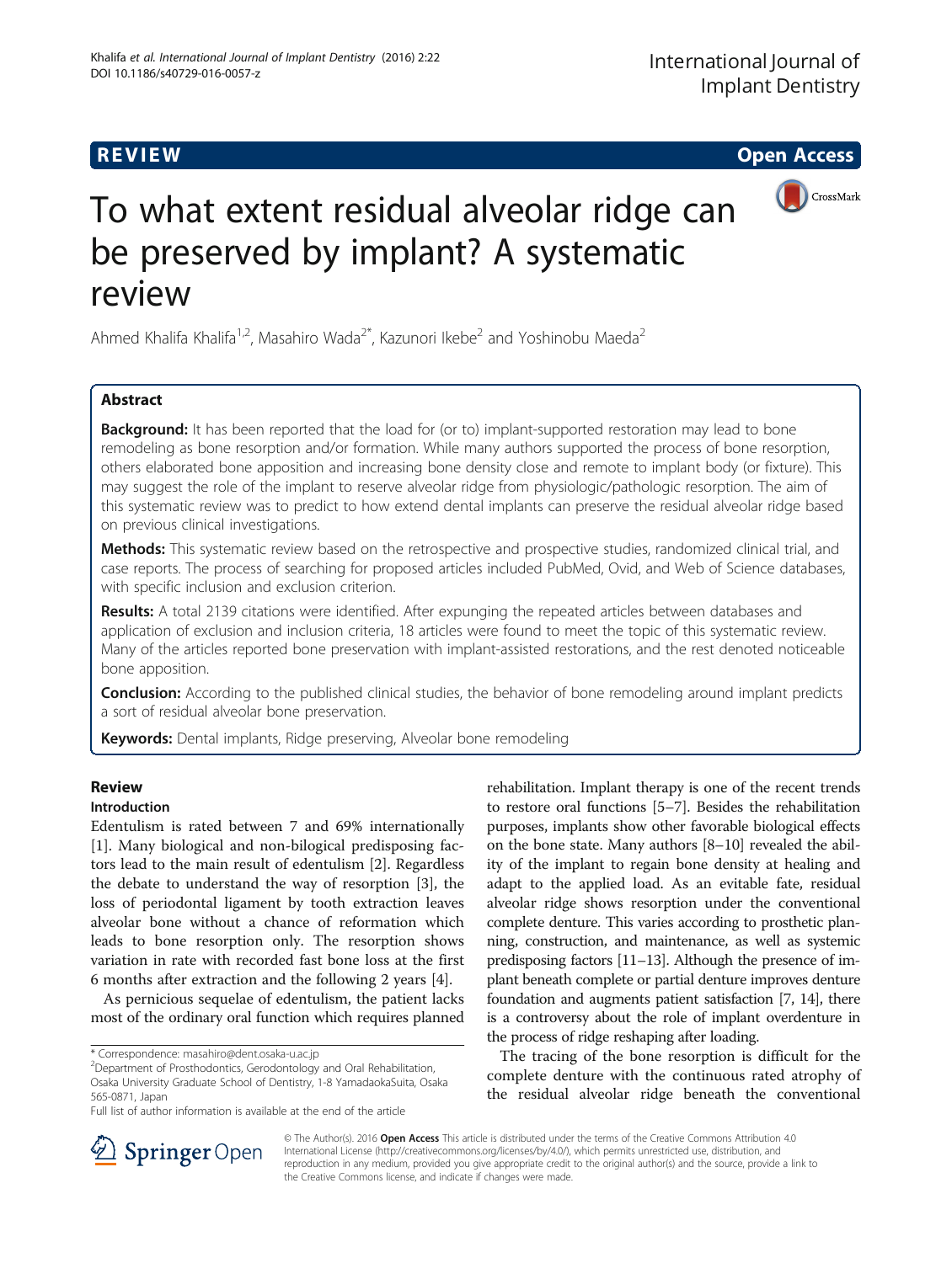REVIEW Open Access

# To what extent residual alveolar ridge can be preserved by implant? A systematic review

Ahmed Khalifa Khalifa[1,2], Masahiro Wada[2*], Kazunori Ikebe[2] and Yoshinobu Maeda[2]

## Abstract

**Background:** It has been reported that the load for (or to) implant-supported restoration may lead to bone remodeling as bone resorption and/or formation. While many authors supported the process of bone resorption, others elaborated bone apposition and increasing bone density close and remote to implant body (or fixture). This may suggest the role of the implant to reserve alveolar ridge from physiologic/pathologic resorption. The aim of this systematic review was to predict to how extend dental implants can preserve the residual alveolar ridge based on previous clinical investigations.

**Methods:** This systematic review based on the retrospective and prospective studies, randomized clinical trial, and case reports. The process of searching for proposed articles included PubMed, Ovid, and Web of Science databases, with specific inclusion and exclusion criterion.

**Results:** A total 2139 citations were identified. After expunging the repeated articles between databases and application of exclusion and inclusion criteria, 18 articles were found to meet the topic of this systematic review. Many of the articles reported bone preservation with implant-assisted restorations, and the rest denoted noticeable bone apposition.

**Conclusion:** According to the published clinical studies, the behavior of bone remodeling around implant predicts a sort of residual alveolar bone preservation.

**Keywords:** Dental implants, Ridge preserving, Alveolar bone remodeling

## Review

### Introduction

Edentulism is rated between 7 and 69% internationally [1]. Many biological and non-bilogical predisposing factors lead to the main result of edentulism [2]. Regardless the debate to understand the way of resorption [3], the loss of periodontal ligament by tooth extraction leaves alveolar bone without a chance of reformation which leads to bone resorption only. The resorption shows variation in rate with recorded fast bone loss at the first 6 months after extraction and the following 2 years [4].

As pernicious sequelae of edentulism, the patient lacks most of the ordinary oral function which requires planned rehabilitation. Implant therapy is one of the recent trends to restore oral functions [5–7]. Besides the rehabilitation purposes, implants show other favorable biological effects on the bone state. Many authors [8–10] revealed the ability of the implant to regain bone density at healing and adapt to the applied load. As an evitable fate, residual alveolar ridge shows resorption under the conventional complete denture. This varies according to prosthetic planning, construction, and maintenance, as well as systemic predisposing factors [11–13]. Although the presence of implant beneath complete or partial denture improves denture foundation and augments patient satisfaction [7, 14], there is a controversy about the role of implant overdenture in the process of ridge reshaping after loading.

The tracing of the bone resorption is difficult for the complete denture with the continuous rated atrophy of the residual alveolar ridge beneath the conventional

\* Correspondence: masahiro@dent.osaka-u.ac.jp
[2]Department of Prosthodontics, Gerodontology and Oral Rehabilitation, Osaka University Graduate School of Dentistry, 1-8 YamadaokaSuita, Osaka 565-0871, Japan
Full list of author information is available at the end of the article

© The Author(s). 2016 **Open Access** This article is distributed under the terms of the Creative Commons Attribution 4.0 International License (http://creativecommons.org/licenses/by/4.0/), which permits unrestricted use, distribution, and reproduction in any medium, provided you give appropriate credit to the original author(s) and the source, provide a link to the Creative Commons license, and indicate if changes were made.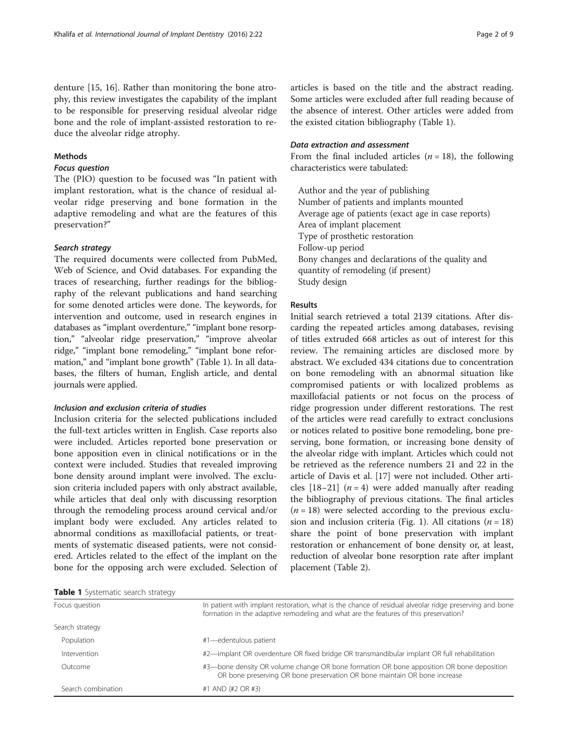denture [15, 16]. Rather than monitoring the bone atrophy, this review investigates the capability of the implant to be responsible for preserving residual alveolar ridge bone and the role of implant-assisted restoration to reduce the alveolar ridge atrophy.

## Methods

### *Focus question*

The (PIO) question to be focused was "In patient with implant restoration, what is the chance of residual alveolar ridge preserving and bone formation in the adaptive remodeling and what are the features of this preservation?"

### *Search strategy*

The required documents were collected from PubMed, Web of Science, and Ovid databases. For expanding the traces of researching, further readings for the bibliography of the relevant publications and hand searching for some denoted articles were done. The keywords, for intervention and outcome, used in research engines in databases as "implant overdenture," "implant bone resorption," "alveolar ridge preservation," "improve alveolar ridge," "implant bone remodeling," "implant bone reformation," and "implant bone growth" (Table 1). In all databases, the filters of human, English article, and dental journals were applied.

### *Inclusion and exclusion criteria of studies*

Inclusion criteria for the selected publications included the full-text articles written in English. Case reports also were included. Articles reported bone preservation or bone apposition even in clinical notifications or in the context were included. Studies that revealed improving bone density around implant were involved. The exclusion criteria included papers with only abstract available, while articles that deal only with discussing resorption through the remodeling process around cervical and/or implant body were excluded. Any articles related to abnormal conditions as maxillofacial patients, or treatments of systematic diseased patients, were not considered. Articles related to the effect of the implant on the bone for the opposing arch were excluded. Selection of articles is based on the title and the abstract reading. Some articles were excluded after full reading because of the absence of interest. Other articles were added from the existed citation bibliography (Table 1).

### *Data extraction and assessment*

From the final included articles ($n = 18$), the following characteristics were tabulated:

- Author and the year of publishing
- Number of patients and implants mounted
- Average age of patients (exact age in case reports)
- Area of implant placement
- Type of prosthetic restoration
- Follow-up period
- Bony changes and declarations of the quality and quantity of remodeling (if present)
- Study design

## Results

Initial search retrieved a total 2139 citations. After discarding the repeated articles among databases, revising of titles extruded 668 articles as out of interest for this review. The remaining articles are disclosed more by abstract. We excluded 434 citations due to concentration on bone remodeling with an abnormal situation like compromised patients or with localized problems as maxillofacial patients or not focus on the process of ridge progression under different restorations. The rest of the articles were read carefully to extract conclusions or notices related to positive bone remodeling, bone preserving, bone formation, or increasing bone density of the alveolar ridge with implant. Articles which could not be retrieved as the reference numbers 21 and 22 in the article of Davis et al. [17] were not included. Other articles [18–21] ($n = 4$) were added manually after reading the bibliography of previous citations. The final articles ($n = 18$) were selected according to the previous exclusion and inclusion criteria (Fig. 1). All citations ($n = 18$) share the point of bone preservation with implant restoration or enhancement of bone density or, at least, reduction of alveolar bone resorption rate after implant placement (Table 2).

**Table 1** Systematic search strategy

| | |
|---|---|
| Focus question | In patient with implant restoration, what is the chance of residual alveolar ridge preserving and bone formation in the adaptive remodeling and what are the features of this preservation? |
| Search strategy | |
| Population | #1—edentulous patient |
| Intervention | #2—implant OR overdenture OR fixed bridge OR transmandibular implant OR full rehabilitation |
| Outcome | #3—bone density OR volume change OR bone formation OR bone apposition OR bone deposition OR bone preserving OR bone preservation OR bone maintain OR bone increase |
| Search combination | #1 AND (#2 OR #3) |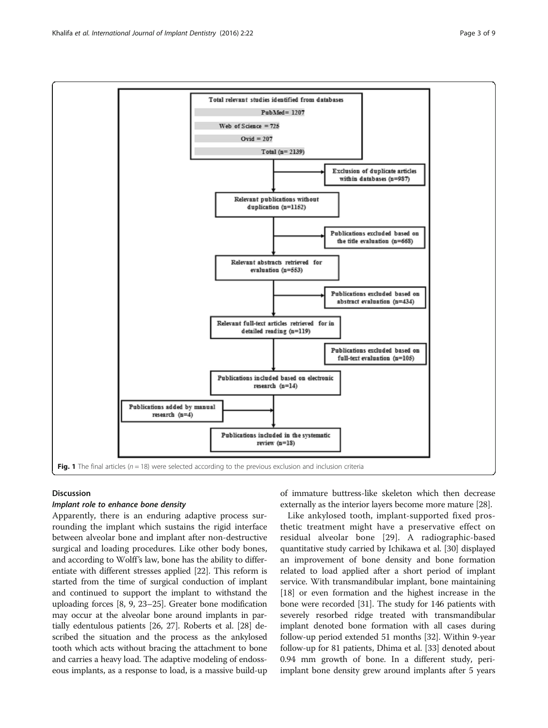Total relevant studies identified from databases

- PubMed= 1207
- Web of Science = 725
- Ovid = 207
- Total (n= 2139)

→ Exclusion of duplicate articles within databases (n=987)

Relevant publications without duplication (n=1152)

→ Publications excluded based on the title evaluation (n=668)

Relevant abstracts retrieved for evaluation (n=553)

→ Publications excluded based on abstract evaluation (n=434)

Relevant full-text articles retrieved for in detailed reading (n=119)

→ Publications excluded based on full-text evaluation (n=105)

Publications included based on electronic research (n=14)

Publications added by manual research (n=4) →

Publications included in the systematic review (n=18)

**Fig. 1** The final articles ($n = 18$) were selected according to the previous exclusion and inclusion criteria

## Discussion

### *Implant role to enhance bone density*

Apparently, there is an enduring adaptive process surrounding the implant which sustains the rigid interface between alveolar bone and implant after non-destructive surgical and loading procedures. Like other body bones, and according to Wolff's law, bone has the ability to differentiate with different stresses applied [22]. This reform is started from the time of surgical conduction of implant and continued to support the implant to withstand the uploading forces [8, 9, 23–25]. Greater bone modification may occur at the alveolar bone around implants in partially edentulous patients [26, 27]. Roberts et al. [28] described the situation and the process as the ankylosed tooth which acts without bracing the attachment to bone and carries a heavy load. The adaptive modeling of endosseous implants, as a response to load, is a massive build-up of immature buttress-like skeleton which then decrease externally as the interior layers become more mature [28].

Like ankylosed tooth, implant-supported fixed prosthetic treatment might have a preservative effect on residual alveolar bone [29]. A radiographic-based quantitative study carried by Ichikawa et al. [30] displayed an improvement of bone density and bone formation related to load applied after a short period of implant service. With transmandibular implant, bone maintaining [18] or even formation and the highest increase in the bone were recorded [31]. The study for 146 patients with severely resorbed ridge treated with transmandibular implant denoted bone formation with all cases during follow-up period extended 51 months [32]. Within 9-year follow-up for 81 patients, Dhima et al. [33] denoted about 0.94 mm growth of bone. In a different study, peri-implant bone density grew around implants after 5 years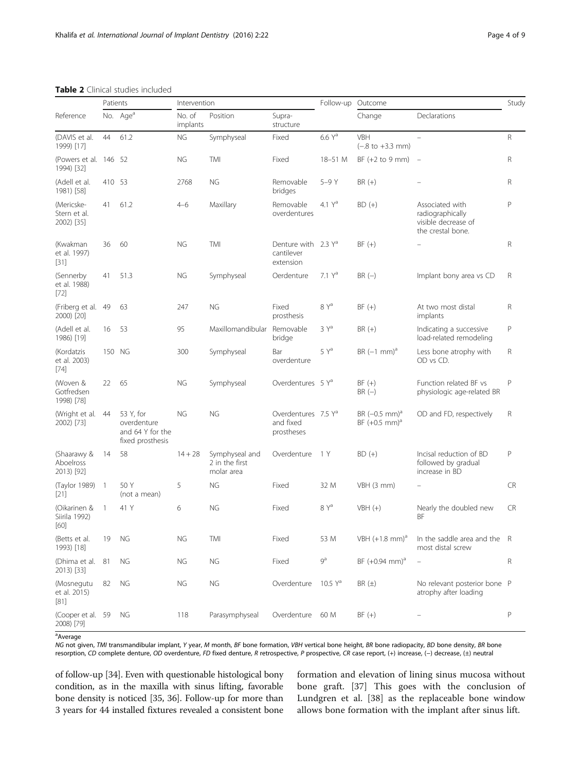**Table 2** Clinical studies included

| Reference | Patients | | Intervention | | | Follow-up | Outcome | | Study |
|---|---|---|---|---|---|---|---|---|---|
| | No. | Age[a] | No. of implants | Position | Supra-structure | | Change | Declarations | |
| (DAVIS et al. 1999) [17] | 44 | 61.2 | NG | Symphyseal | Fixed | 6.6 Y[a] | VBH (−.8 to +3.3 mm) | – | R |
| (Powers et al. 1994) [32] | 146 | 52 | NG | TMI | Fixed | 18–51 M | BF (+2 to 9 mm) | – | R |
| (Adell et al. 1981) [58] | 410 | 53 | 2768 | NG | Removable bridges | 5–9 Y | BR (+) | – | R |
| (Mericske-Stern et al. 2002) [35] | 41 | 61.2 | 4–6 | Maxillary | Removable overdentures | 4.1 Y[a] | BD (+) | Associated with radiographically visible decrease of the crestal bone. | P |
| (Kwakman et al. 1997) [31] | 36 | 60 | NG | TMI | Denture with cantilever extension | 2.3 Y[a] | BF (+) | – | R |
| (Sennerby et al. 1988) [72] | 41 | 51.3 | NG | Symphyseal | Oerdenture | 7.1 Y[a] | BR (−) | Implant bony area vs CD | R |
| (Friberg et al. 2000) [20] | 49 | 63 | 247 | NG | Fixed prosthesis | 8 Y[a] | BF (+) | At two most distal implants | R |
| (Adell et al. 1986) [19] | 16 | 53 | 95 | Maxillomandibular | Removable bridge | 3 Y[a] | BR (+) | Indicating a successive load-related remodeling | P |
| (Kordatzis et al. 2003) [74] | 150 | NG | 300 | Symphyseal | Bar overdenture | 5 Y[a] | BR (−1 mm)[a] | Less bone atrophy with OD vs CD. | R |
| (Woven & Gotfredsen 1998) [78] | 22 | 65 | NG | Symphyseal | Overdentures | 5 Y[a] | BF (+) BR (−) | Function related BF vs physiologic age-related BR | P |
| (Wright et al. 2002) [73] | 44 | 53 Y, for overdenture and 64 Y for the fixed prosthesis | NG | NG | Overdentures and fixed prostheses | 7.5 Y[a] | BR (−0.5 mm)[a] BF (+0.5 mm)[a] | OD and FD, respectively | R |
| (Shaarawy & Aboelross 2013) [92] | 14 | 58 | 14 + 28 | Symphyseal and 2 in the first molar area | Overdenture | 1 Y | BD (+) | Incisal reduction of BD followed by gradual increase in BD | P |
| (Taylor 1989) [21] | 1 | 50 Y (not a mean) | 5 | NG | Fixed | 32 M | VBH (3 mm) | – | CR |
| (Oikarinen & Siirila 1992) [60] | 1 | 41 Y | 6 | NG | Fixed | 8 Y[a] | VBH (+) | Nearly the doubled new BF | CR |
| (Betts et al. 1993) [18] | 19 | NG | NG | TMI | Fixed | 53 M | VBH (+1.8 mm)[a] | In the saddle area and the most distal screw | R |
| (Dhima et al. 2013) [33] | 81 | NG | NG | NG | Fixed | 9[a] | BF (+0.94 mm)[a] | – | R |
| (Mosnegutu et al. 2015) [81] | 82 | NG | NG | NG | Overdenture | 10.5 Y[a] | BR (±) | No relevant posterior bone atrophy after loading | P |
| (Cooper et al. 2008) [79] | 59 | NG | 118 | Parasymphyseal | Overdenture | 60 M | BF (+) | – | P |

[a]Average

*NG* not given, *TMI* transmandibular implant, *Y* year, *M* month, *BF* bone formation, *VBH* vertical bone height, *BR* bone radiopacity, *BD* bone density, *BR* bone resorption, *CD* complete denture, *OD* overdenture, *FD* fixed denture, *R* retrospective, *P* prospective, *CR* case report, (+) increase, (−) decrease, (±) neutral

of follow-up [34]. Even with questionable histological bony condition, as in the maxilla with sinus lifting, favorable bone density is noticed [35, 36]. Follow-up for more than 3 years for 44 installed fixtures revealed a consistent bone formation and elevation of lining sinus mucosa without bone graft. [37] This goes with the conclusion of Lundgren et al. [38] as the replaceable bone window allows bone formation with the implant after sinus lift.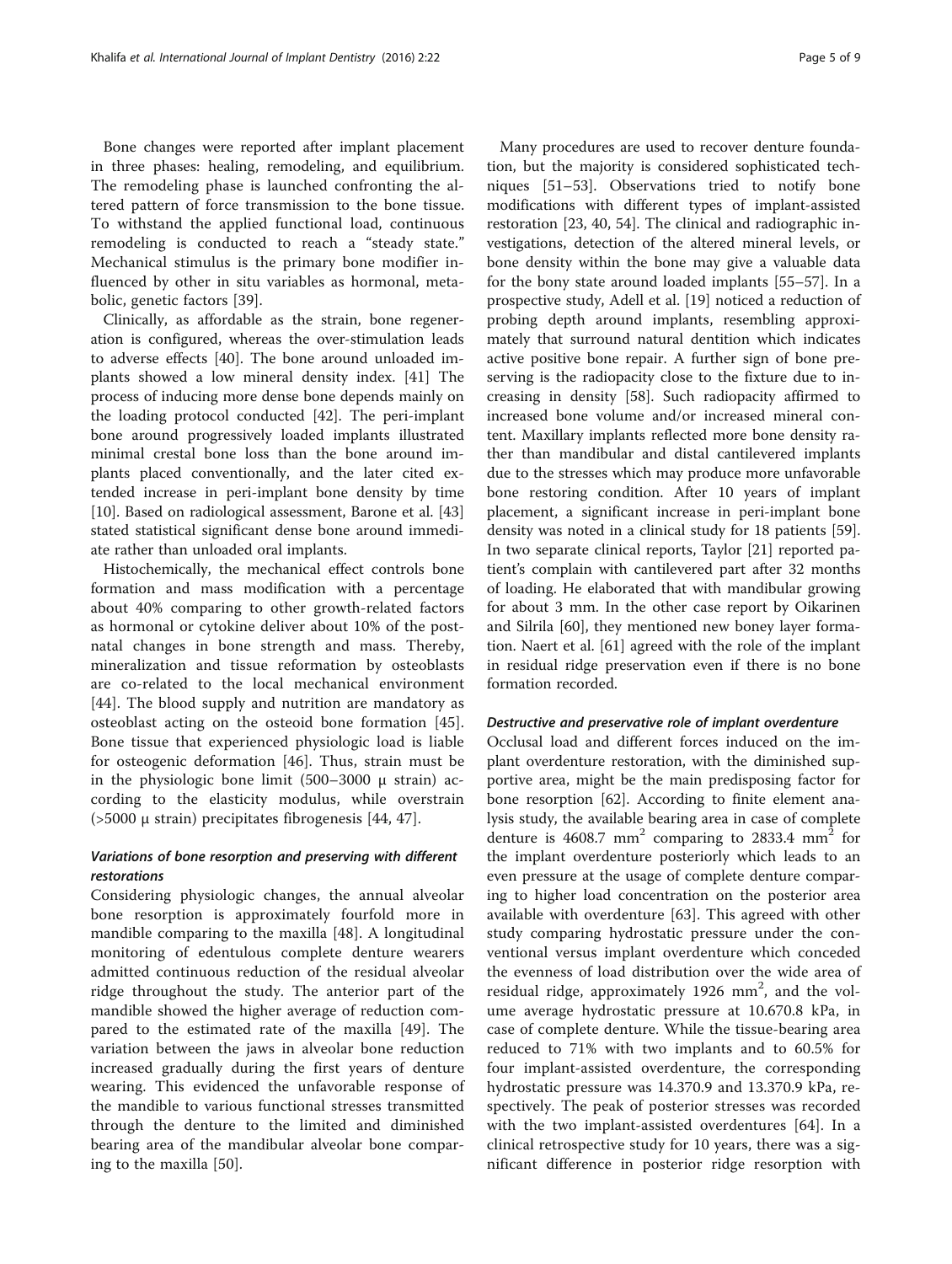Bone changes were reported after implant placement in three phases: healing, remodeling, and equilibrium. The remodeling phase is launched confronting the altered pattern of force transmission to the bone tissue. To withstand the applied functional load, continuous remodeling is conducted to reach a "steady state." Mechanical stimulus is the primary bone modifier influenced by other in situ variables as hormonal, metabolic, genetic factors [39].

Clinically, as affordable as the strain, bone regeneration is configured, whereas the over-stimulation leads to adverse effects [40]. The bone around unloaded implants showed a low mineral density index. [41] The process of inducing more dense bone depends mainly on the loading protocol conducted [42]. The peri-implant bone around progressively loaded implants illustrated minimal crestal bone loss than the bone around implants placed conventionally, and the later cited extended increase in peri-implant bone density by time [10]. Based on radiological assessment, Barone et al. [43] stated statistical significant dense bone around immediate rather than unloaded oral implants.

Histochemically, the mechanical effect controls bone formation and mass modification with a percentage about 40% comparing to other growth-related factors as hormonal or cytokine deliver about 10% of the postnatal changes in bone strength and mass. Thereby, mineralization and tissue reformation by osteoblasts are co-related to the local mechanical environment [44]. The blood supply and nutrition are mandatory as osteoblast acting on the osteoid bone formation [45]. Bone tissue that experienced physiologic load is liable for osteogenic deformation [46]. Thus, strain must be in the physiologic bone limit (500–3000 μ strain) according to the elasticity modulus, while overstrain (>5000 μ strain) precipitates fibrogenesis [44, 47].

### *Variations of bone resorption and preserving with different restorations*

Considering physiologic changes, the annual alveolar bone resorption is approximately fourfold more in mandible comparing to the maxilla [48]. A longitudinal monitoring of edentulous complete denture wearers admitted continuous reduction of the residual alveolar ridge throughout the study. The anterior part of the mandible showed the higher average of reduction compared to the estimated rate of the maxilla [49]. The variation between the jaws in alveolar bone reduction increased gradually during the first years of denture wearing. This evidenced the unfavorable response of the mandible to various functional stresses transmitted through the denture to the limited and diminished bearing area of the mandibular alveolar bone comparing to the maxilla [50].

Many procedures are used to recover denture foundation, but the majority is considered sophisticated techniques [51–53]. Observations tried to notify bone modifications with different types of implant-assisted restoration [23, 40, 54]. The clinical and radiographic investigations, detection of the altered mineral levels, or bone density within the bone may give a valuable data for the bony state around loaded implants [55–57]. In a prospective study, Adell et al. [19] noticed a reduction of probing depth around implants, resembling approximately that surround natural dentition which indicates active positive bone repair. A further sign of bone preserving is the radiopacity close to the fixture due to increasing in density [58]. Such radiopacity affirmed to increased bone volume and/or increased mineral content. Maxillary implants reflected more bone density rather than mandibular and distal cantilevered implants due to the stresses which may produce more unfavorable bone restoring condition. After 10 years of implant placement, a significant increase in peri-implant bone density was noted in a clinical study for 18 patients [59]. In two separate clinical reports, Taylor [21] reported patient's complain with cantilevered part after 32 months of loading. He elaborated that with mandibular growing for about 3 mm. In the other case report by Oikarinen and Silrila [60], they mentioned new boney layer formation. Naert et al. [61] agreed with the role of the implant in residual ridge preservation even if there is no bone formation recorded.

### *Destructive and preservative role of implant overdenture*

Occlusal load and different forces induced on the implant overdenture restoration, with the diminished supportive area, might be the main predisposing factor for bone resorption [62]. According to finite element analysis study, the available bearing area in case of complete denture is 4608.7 mm$^2$ comparing to 2833.4 mm$^2$ for the implant overdenture posteriorly which leads to an even pressure at the usage of complete denture comparing to higher load concentration on the posterior area available with overdenture [63]. This agreed with other study comparing hydrostatic pressure under the conventional versus implant overdenture which conceded the evenness of load distribution over the wide area of residual ridge, approximately 1926 mm$^2$, and the volume average hydrostatic pressure at 10.670.8 kPa, in case of complete denture. While the tissue-bearing area reduced to 71% with two implants and to 60.5% for four implant-assisted overdenture, the corresponding hydrostatic pressure was 14.370.9 and 13.370.9 kPa, respectively. The peak of posterior stresses was recorded with the two implant-assisted overdentures [64]. In a clinical retrospective study for 10 years, there was a significant difference in posterior ridge resorption with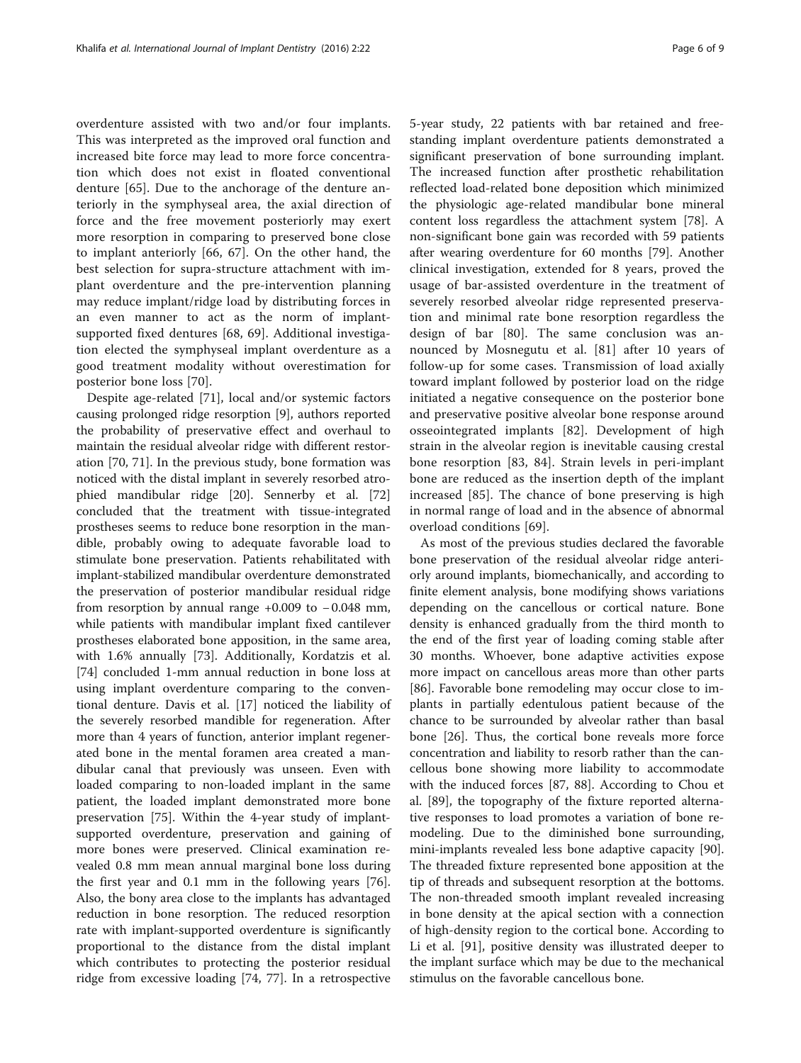overdenture assisted with two and/or four implants. This was interpreted as the improved oral function and increased bite force may lead to more force concentration which does not exist in floated conventional denture [65]. Due to the anchorage of the denture anteriorly in the symphyseal area, the axial direction of force and the free movement posteriorly may exert more resorption in comparing to preserved bone close to implant anteriorly [66, 67]. On the other hand, the best selection for supra-structure attachment with implant overdenture and the pre-intervention planning may reduce implant/ridge load by distributing forces in an even manner to act as the norm of implant-supported fixed dentures [68, 69]. Additional investigation elected the symphyseal implant overdenture as a good treatment modality without overestimation for posterior bone loss [70].

Despite age-related [71], local and/or systemic factors causing prolonged ridge resorption [9], authors reported the probability of preservative effect and overhaul to maintain the residual alveolar ridge with different restoration [70, 71]. In the previous study, bone formation was noticed with the distal implant in severely resorbed atrophied mandibular ridge [20]. Sennerby et al. [72] concluded that the treatment with tissue-integrated prostheses seems to reduce bone resorption in the mandible, probably owing to adequate favorable load to stimulate bone preservation. Patients rehabilitated with implant-stabilized mandibular overdenture demonstrated the preservation of posterior mandibular residual ridge from resorption by annual range +0.009 to −0.048 mm, while patients with mandibular implant fixed cantilever prostheses elaborated bone apposition, in the same area, with 1.6% annually [73]. Additionally, Kordatzis et al. [74] concluded 1-mm annual reduction in bone loss at using implant overdenture comparing to the conventional denture. Davis et al. [17] noticed the liability of the severely resorbed mandible for regeneration. After more than 4 years of function, anterior implant regenerated bone in the mental foramen area created a mandibular canal that previously was unseen. Even with loaded comparing to non-loaded implant in the same patient, the loaded implant demonstrated more bone preservation [75]. Within the 4-year study of implant-supported overdenture, preservation and gaining of more bones were preserved. Clinical examination revealed 0.8 mm mean annual marginal bone loss during the first year and 0.1 mm in the following years [76]. Also, the bony area close to the implants has advantaged reduction in bone resorption. The reduced resorption rate with implant-supported overdenture is significantly proportional to the distance from the distal implant which contributes to protecting the posterior residual ridge from excessive loading [74, 77]. In a retrospective 5-year study, 22 patients with bar retained and free-standing implant overdenture patients demonstrated a significant preservation of bone surrounding implant. The increased function after prosthetic rehabilitation reflected load-related bone deposition which minimized the physiologic age-related mandibular bone mineral content loss regardless the attachment system [78]. A non-significant bone gain was recorded with 59 patients after wearing overdenture for 60 months [79]. Another clinical investigation, extended for 8 years, proved the usage of bar-assisted overdenture in the treatment of severely resorbed alveolar ridge represented preservation and minimal rate bone resorption regardless the design of bar [80]. The same conclusion was announced by Mosnegutu et al. [81] after 10 years of follow-up for some cases. Transmission of load axially toward implant followed by posterior load on the ridge initiated a negative consequence on the posterior bone and preservative positive alveolar bone response around osseointegrated implants [82]. Development of high strain in the alveolar region is inevitable causing crestal bone resorption [83, 84]. Strain levels in peri-implant bone are reduced as the insertion depth of the implant increased [85]. The chance of bone preserving is high in normal range of load and in the absence of abnormal overload conditions [69].

As most of the previous studies declared the favorable bone preservation of the residual alveolar ridge anteriorly around implants, biomechanically, and according to finite element analysis, bone modifying shows variations depending on the cancellous or cortical nature. Bone density is enhanced gradually from the third month to the end of the first year of loading coming stable after 30 months. Whoever, bone adaptive activities expose more impact on cancellous areas more than other parts [86]. Favorable bone remodeling may occur close to implants in partially edentulous patient because of the chance to be surrounded by alveolar rather than basal bone [26]. Thus, the cortical bone reveals more force concentration and liability to resorb rather than the cancellous bone showing more liability to accommodate with the induced forces [87, 88]. According to Chou et al. [89], the topography of the fixture reported alternative responses to load promotes a variation of bone remodeling. Due to the diminished bone surrounding, mini-implants revealed less bone adaptive capacity [90]. The threaded fixture represented bone apposition at the tip of threads and subsequent resorption at the bottoms. The non-threaded smooth implant revealed increasing in bone density at the apical section with a connection of high-density region to the cortical bone. According to Li et al. [91], positive density was illustrated deeper to the implant surface which may be due to the mechanical stimulus on the favorable cancellous bone.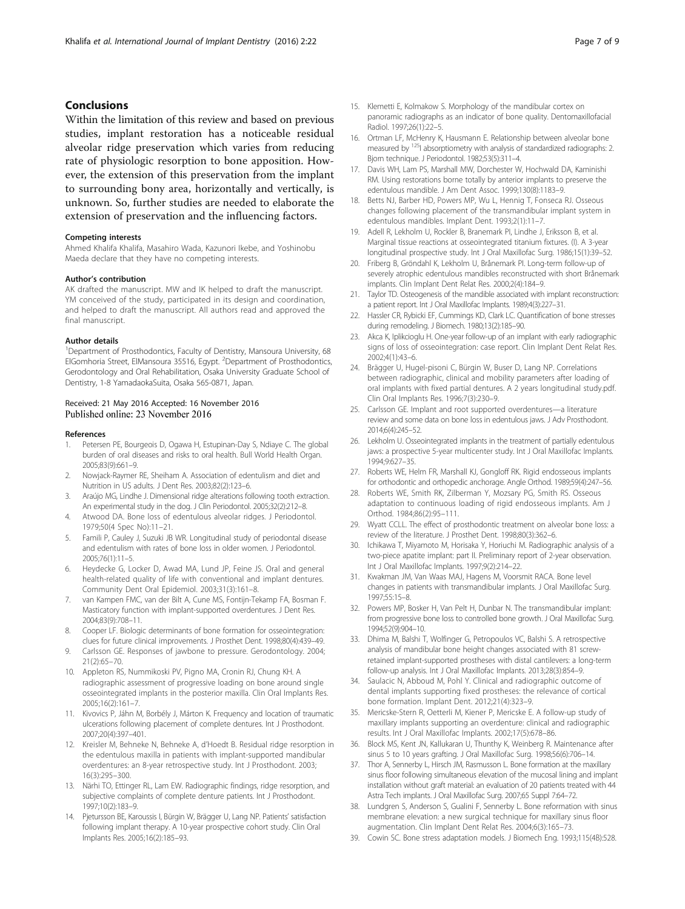## Conclusions

Within the limitation of this review and based on previous studies, implant restoration has a noticeable residual alveolar ridge preservation which varies from reducing rate of physiologic resorption to bone apposition. However, the extension of this preservation from the implant to surrounding bony area, horizontally and vertically, is unknown. So, further studies are needed to elaborate the extension of preservation and the influencing factors.

#### Competing interests

Ahmed Khalifa Khalifa, Masahiro Wada, Kazunori Ikebe, and Yoshinobu Maeda declare that they have no competing interests.

#### Author's contribution

AK drafted the manuscript. MW and IK helped to draft the manuscript. YM conceived of the study, participated in its design and coordination, and helped to draft the manuscript. All authors read and approved the final manuscript.

#### Author details

[1]Department of Prosthodontics, Faculty of Dentistry, Mansoura University, 68 ElGomhoria Street, ElMansoura 35516, Egypt. [2]Department of Prosthodontics, Gerodontology and Oral Rehabilitation, Osaka University Graduate School of Dentistry, 1-8 YamadaokaSuita, Osaka 565-0871, Japan.

Received: 21 May 2016 Accepted: 16 November 2016
Published online: 23 November 2016

#### References

1. Petersen PE, Bourgeois D, Ogawa H, Estupinan-Day S, Ndiaye C. The global burden of oral diseases and risks to oral health. Bull World Health Organ. 2005;83(9):661–9.
2. Nowjack-Raymer RE, Sheiham A. Association of edentulism and diet and Nutrition in US adults. J Dent Res. 2003;82(2):123–6.
3. Araújo MG, Lindhe J. Dimensional ridge alterations following tooth extraction. An experimental study in the dog. J Clin Periodontol. 2005;32(2):212–8.
4. Atwood DA. Bone loss of edentulous alveolar ridges. J Periodontol. 1979;50(4 Spec No):11–21.
5. Famili P, Cauley J, Suzuki JB WR. Longitudinal study of periodontal disease and edentulism with rates of bone loss in older women. J Periodontol. 2005;76(1):11–5.
6. Heydecke G, Locker D, Awad MA, Lund JP, Feine JS. Oral and general health-related quality of life with conventional and implant dentures. Community Dent Oral Epidemiol. 2003;31(3):161–8.
7. van Kampen FMC, van der Bilt A, Cune MS, Fontijn-Tekamp FA, Bosman F. Masticatory function with implant-supported overdentures. J Dent Res. 2004;83(9):708–11.
8. Cooper LF. Biologic determinants of bone formation for osseointegration: clues for future clinical improvements. J Prosthet Dent. 1998;80(4):439–49.
9. Carlsson GE. Responses of jawbone to pressure. Gerodontology. 2004; 21(2):65–70.
10. Appleton RS, Nummikoski PV, Pigno MA, Cronin RJ, Chung KH. A radiographic assessment of progressive loading on bone around single osseointegrated implants in the posterior maxilla. Clin Oral Implants Res. 2005;16(2):161–7.
11. Kivovics P, Jáhn M, Borbély J, Márton K. Frequency and location of traumatic ulcerations following placement of complete dentures. Int J Prosthodont. 2007;20(4):397–401.
12. Kreisler M, Behneke N, Behneke A, d'Hoedt B. Residual ridge resorption in the edentulous maxilla in patients with implant-supported mandibular overdentures: an 8-year retrospective study. Int J Prosthodont. 2003; 16(3):295–300.
13. Närhi TO, Ettinger RL, Lam EW. Radiographic findings, ridge resorption, and subjective complaints of complete denture patients. Int J Prosthodont. 1997;10(2):183–9.
14. Pjetursson BE, Karoussis I, Bürgin W, Brägger U, Lang NP. Patients' satisfaction following implant therapy. A 10-year prospective cohort study. Clin Oral Implants Res. 2005;16(2):185–93.
15. Klemetti E, Kolmakow S. Morphology of the mandibular cortex on panoramic radiographs as an indicator of bone quality. Dentomaxillofacial Radiol. 1997;26(1):22–5.
16. Ortman LF, McHenry K, Hausmann E. Relationship between alveolar bone measured by $^{125}$I absorptiometry with analysis of standardized radiographs: 2. Bjorn technique. J Periodontol. 1982;53(5):311–4.
17. Davis WH, Lam PS, Marshall MW, Dorchester W, Hochwald DA, Kaminishi RM. Using restorations borne totally by anterior implants to preserve the edentulous mandible. J Am Dent Assoc. 1999;130(8):1183–9.
18. Betts NJ, Barber HD, Powers MP, Wu L, Hennig T, Fonseca RJ. Osseous changes following placement of the transmandibular implant system in edentulous mandibles. Implant Dent. 1993;2(1):11–7.
19. Adell R, Lekholm U, Rockler B, Branemark PI, Lindhe J, Eriksson B, et al. Marginal tissue reactions at osseointegrated titanium fixtures. (I). A 3-year longitudinal prospective study. Int J Oral Maxillofac Surg. 1986;15(1):39–52.
20. Friberg B, Gröndahl K, Lekholm U, Brånemark PI. Long-term follow-up of severely atrophic edentulous mandibles reconstructed with short Brånemark implants. Clin Implant Dent Relat Res. 2000;2(4):184–9.
21. Taylor TD. Osteogenesis of the mandible associated with implant reconstruction: a patient report. Int J Oral Maxillofac Implants. 1989;4(3):227–31.
22. Hassler CR, Rybicki EF, Cummings KD, Clark LC. Quantification of bone stresses during remodeling. J Biomech. 1980;13(2):185–90.
23. Akca K, Iplikcioglu H. One-year follow-up of an implant with early radiographic signs of loss of osseointegration: case report. Clin Implant Dent Relat Res. 2002;4(1):43–6.
24. Brägger U, Hugel-pisoni C, Bürgin W, Buser D, Lang NP. Correlations between radiographic, clinical and mobility parameters after loading of oral implants with fixed partial dentures. A 2 years longitudinal study.pdf. Clin Oral Implants Res. 1996;7(3):230–9.
25. Carlsson GE. Implant and root supported overdentures—a literature review and some data on bone loss in edentulous jaws. J Adv Prosthodont. 2014;6(4):245–52.
26. Lekholm U. Osseointegrated implants in the treatment of partially edentulous jaws: a prospective 5-year multicenter study. Int J Oral Maxillofac Implants. 1994;9:627–35.
27. Roberts WE, Helm FR, Marshall KJ, Gongloff RK. Rigid endosseous implants for orthodontic and orthopedic anchorage. Angle Orthod. 1989;59(4):247–56.
28. Roberts WE, Smith RK, Zilberman Y, Mozsary PG, Smith RS. Osseous adaptation to continuous loading of rigid endosseous implants. Am J Orthod. 1984;86(2):95–111.
29. Wyatt CCLL. The effect of prosthodontic treatment on alveolar bone loss: a review of the literature. J Prosthet Dent. 1998;80(3):362–6.
30. Ichikawa T, Miyamoto M, Horisaka Y, Horiuchi M. Radiographic analysis of a two-piece apatite implant: part II. Preliminary report of 2-year observation. Int J Oral Maxillofac Implants. 1997;9(2):214–22.
31. Kwakman JM, Van Waas MAJ, Hagens M, Voorsmit RACA. Bone level changes in patients with transmandibular implants. J Oral Maxillofac Surg. 1997;55:15–8.
32. Powers MP, Bosker H, Van Pelt H, Dunbar N. The transmandibular implant: from progressive bone loss to controlled bone growth. J Oral Maxillofac Surg. 1994;52(9):904–10.
33. Dhima M, Balshi T, Wolfinger G, Petropoulos VC, Balshi S. A retrospective analysis of mandibular bone height changes associated with 81 screw-retained implant-supported prostheses with distal cantilevers: a long-term follow-up analysis. Int J Oral Maxillofac Implants. 2013;28(3):854–9.
34. Saulacic N, Abboud M, Pohl Y. Clinical and radiographic outcome of dental implants supporting fixed prostheses: the relevance of cortical bone formation. Implant Dent. 2012;21(4):323–9.
35. Mericske-Stern R, Oetterli M, Kiener P, Mericske E. A follow-up study of maxillary implants supporting an overdenture: clinical and radiographic results. Int J Oral Maxillofac Implants. 2002;17(5):678–86.
36. Block MS, Kent JN, Kallukaran U, Thunthy K, Weinberg R. Maintenance after sinus 5 to 10 years grafting. J Oral Maxillofac Surg. 1998;56(6):706–14.
37. Thor A, Sennerby L, Hirsch JM, Rasmusson L. Bone formation at the maxillary sinus floor following simultaneous elevation of the mucosal lining and implant installation without graft material: an evaluation of 20 patients treated with 44 Astra Tech implants. J Oral Maxillofac Surg. 2007;65 Suppl 7:64–72.
38. Lundgren S, Anderson S, Gualini F, Sennerby L. Bone reformation with sinus membrane elevation: a new surgical technique for maxillary sinus floor augmentation. Clin Implant Dent Relat Res. 2004;6(3):165–73.
39. Cowin SC. Bone stress adaptation models. J Biomech Eng. 1993;115(4B):528.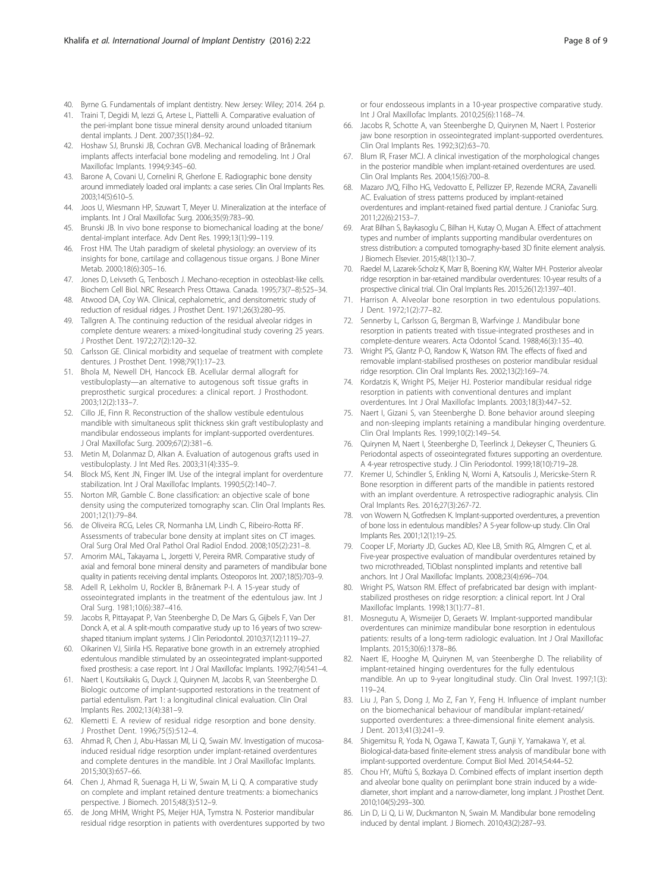40. Byrne G. Fundamentals of implant dentistry. New Jersey: Wiley; 2014. 264 p.
41. Traini T, Degidi M, Iezzi G, Artese L, Piattelli A. Comparative evaluation of the peri-implant bone tissue mineral density around unloaded titanium dental implants. J Dent. 2007;35(1):84–92.
42. Hoshaw SJ, Brunski JB, Cochran GVB. Mechanical loading of Brånemark implants affects interfacial bone modeling and remodeling. Int J Oral Maxillofac Implants. 1994;9:345–60.
43. Barone A, Covani U, Cornelini R, Gherlone E. Radiographic bone density around immediately loaded oral implants: a case series. Clin Oral Implants Res. 2003;14(5):610–5.
44. Joos U, Wiesmann HP, Szuwart T, Meyer U. Mineralization at the interface of implants. Int J Oral Maxillofac Surg. 2006;35(9):783–90.
45. Brunski JB. In vivo bone response to biomechanical loading at the bone/dental-implant interface. Adv Dent Res. 1999;13(1):99–119.
46. Frost HM. The Utah paradigm of skeletal physiology: an overview of its insights for bone, cartilage and collagenous tissue organs. J Bone Miner Metab. 2000;18(6):305–16.
47. Jones D, Leivseth G, Tenbosch J. Mechano-reception in osteoblast-like cells. Biochem Cell Biol. NRC Research Press Ottawa. Canada. 1995;73(7–8):525–34.
48. Atwood DA, Coy WA. Clinical, cephalometric, and densitometric study of reduction of residual ridges. J Prosthet Dent. 1971;26(3):280–95.
49. Tallgren A. The continuing reduction of the residual alveolar ridges in complete denture wearers: a mixed-longitudinal study covering 25 years. J Prosthet Dent. 1972;27(2):120–32.
50. Carlsson GE. Clinical morbidity and sequelae of treatment with complete dentures. J Prosthet Dent. 1998;79(1):17–23.
51. Bhola M, Newell DH, Hancock EB. Acellular dermal allograft for vestibuloplasty—an alternative to autogenous soft tissue grafts in preprosthetic surgical procedures: a clinical report. J Prosthodont. 2003;12(2):133–7.
52. Cillo JE, Finn R. Reconstruction of the shallow vestibule edentulous mandible with simultaneous split thickness skin graft vestibuloplasty and mandibular endosseous implants for implant-supported overdentures. J Oral Maxillofac Surg. 2009;67(2):381–6.
53. Metin M, Dolanmaz D, Alkan A. Evaluation of autogenous grafts used in vestibuloplasty. J Int Med Res. 2003;31(4):335–9.
54. Block MS, Kent JN, Finger IM. Use of the integral implant for overdenture stabilization. Int J Oral Maxillofac Implants. 1990;5(2):140–7.
55. Norton MR, Gamble C. Bone classification: an objective scale of bone density using the computerized tomography scan. Clin Oral Implants Res. 2001;12(1):79–84.
56. de Oliveira RCG, Leles CR, Normanha LM, Lindh C, Ribeiro-Rotta RF. Assessments of trabecular bone density at implant sites on CT images. Oral Surg Oral Med Oral Pathol Oral Radiol Endod. 2008;105(2):231–8.
57. Amorim MAL, Takayama L, Jorgetti V, Pereira RMR. Comparative study of axial and femoral bone mineral density and parameters of mandibular bone quality in patients receiving dental implants. Osteoporos Int. 2007;18(5):703–9.
58. Adell R, Lekholm U, Rockler B, Brånemark P-I. A 15-year study of osseointegrated implants in the treatment of the edentulous jaw. Int J Oral Surg. 1981;10(6):387–416.
59. Jacobs R, Pittayapat P, Van Steenberghe D, De Mars G, Gijbels F, Van Der Donck A, et al. A split-mouth comparative study up to 16 years of two screw-shaped titanium implant systems. J Clin Periodontol. 2010;37(12):1119–27.
60. Oikarinen VJ, Siirila HS. Reparative bone growth in an extremely atrophied edentulous mandible stimulated by an osseointegrated implant-supported fixed prosthesis: a case report. Int J Oral Maxillofac Implants. 1992;7(4):541–4.
61. Naert I, Koutsikakis G, Duyck J, Quirynen M, Jacobs R, van Steenberghe D. Biologic outcome of implant-supported restorations in the treatment of partial edentulism. Part 1: a longitudinal clinical evaluation. Clin Oral Implants Res. 2002;13(4):381–9.
62. Klemetti E. A review of residual ridge resorption and bone density. J Prosthet Dent. 1996;75(5):512–4.
63. Ahmad R, Chen J, Abu-Hassan MI, Li Q, Swain MV. Investigation of mucosa-induced residual ridge resorption under implant-retained overdentures and complete dentures in the mandible. Int J Oral Maxillofac Implants. 2015;30(3):657–66.
64. Chen J, Ahmad R, Suenaga H, Li W, Swain M, Li Q. A comparative study on complete and implant retained denture treatments: a biomechanics perspective. J Biomech. 2015;48(3):512–9.
65. de Jong MHM, Wright PS, Meijer HJA, Tymstra N. Posterior mandibular residual ridge resorption in patients with overdentures supported by two or four endosseous implants in a 10-year prospective comparative study. Int J Oral Maxillofac Implants. 2010;25(6):1168–74.
66. Jacobs R, Schotte A, van Steenberghe D, Quirynen M, Naert I. Posterior jaw bone resorption in osseointegrated implant-supported overdentures. Clin Oral Implants Res. 1992;3(2):63–70.
67. Blum IR, Fraser MCJ. A clinical investigation of the morphological changes in the posterior mandible when implant-retained overdentures are used. Clin Oral Implants Res. 2004;15(6):700–8.
68. Mazaro JVQ, Filho HG, Vedovatto E, Pellizzer EP, Rezende MCRA, Zavanelli AC. Evaluation of stress patterns produced by implant-retained overdentures and implant-retained fixed partial denture. J Craniofac Surg. 2011;22(6):2153–7.
69. Arat Bilhan S, Baykasoglu C, Bilhan H, Kutay O, Mugan A. Effect of attachment types and number of implants supporting mandibular overdentures on stress distribution: a computed tomography-based 3D finite element analysis. J Biomech Elsevier. 2015;48(1):130–7.
70. Raedel M, Lazarek-Scholz K, Marr B, Boening KW, Walter MH. Posterior alveolar ridge resorption in bar-retained mandibular overdentures: 10-year results of a prospective clinical trial. Clin Oral Implants Res. 2015;26(12):1397–401.
71. Harrison A. Alveolar bone resorption in two edentulous populations. J Dent. 1972;1(2):77–82.
72. Sennerby L, Carlsson G, Bergman B, Warfvinge J. Mandibular bone resorption in patients treated with tissue-integrated prostheses and in complete-denture wearers. Acta Odontol Scand. 1988;46(3):135–40.
73. Wright PS, Glantz P-O, Randow K, Watson RM. The effects of fixed and removable implant-stabilised prostheses on posterior mandibular residual ridge resorption. Clin Oral Implants Res. 2002;13(2):169–74.
74. Kordatzis K, Wright PS, Meijer HJ. Posterior mandibular residual ridge resorption in patients with conventional dentures and implant overdentures. Int J Oral Maxillofac Implants. 2003;18(3):447–52.
75. Naert I, Gizani S, van Steenberghe D. Bone behavior around sleeping and non-sleeping implants retaining a mandibular hinging overdenture. Clin Oral Implants Res. 1999;10(2):149–54.
76. Quirynen M, Naert I, Steenberghe D, Teerlinck J, Dekeyser C, Theuniers G. Periodontal aspects of osseointegrated fixtures supporting an overdenture. A 4-year retrospective study. J Clin Periodontol. 1999;18(10):719–28.
77. Kremer U, Schindler S, Enkling N, Worni A, Katsoulis J, Mericske-Stern R. Bone resorption in different parts of the mandible in patients restored with an implant overdenture. A retrospective radiographic analysis. Clin Oral Implants Res. 2016;27(3):267-72.
78. von Wowern N, Gotfredsen K. Implant-supported overdentures, a prevention of bone loss in edentulous mandibles? A 5-year follow-up study. Clin Oral Implants Res. 2001;12(1):19–25.
79. Cooper LF, Moriarty JD, Guckes AD, Klee LB, Smith RG, Almgren C, et al. Five-year prospective evaluation of mandibular overdentures retained by two microthreaded, TiOblast nonsplinted implants and retentive ball anchors. Int J Oral Maxillofac Implants. 2008;23(4):696–704.
80. Wright PS, Watson RM. Effect of prefabricated bar design with implant-stabilized prostheses on ridge resorption: a clinical report. Int J Oral Maxillofac Implants. 1998;13(1):77–81.
81. Mosnegutu A, Wismeijer D, Geraets W. Implant-supported mandibular overdentures can minimize mandibular bone resorption in edentulous patients: results of a long-term radiologic evaluation. Int J Oral Maxillofac Implants. 2015;30(6):1378–86.
82. Naert IE, Hooghe M, Quirynen M, van Steenberghe D. The reliability of implant-retained hinging overdentures for the fully edentulous mandible. An up to 9-year longitudinal study. Clin Oral Invest. 1997;1(3):119–24.
83. Liu J, Pan S, Dong J, Mo Z, Fan Y, Feng H. Influence of implant number on the biomechanical behaviour of mandibular implant-retained/supported overdentures: a three-dimensional finite element analysis. J Dent. 2013;41(3):241–9.
84. Shigemitsu R, Yoda N, Ogawa T, Kawata T, Gunji Y, Yamakawa Y, et al. Biological-data-based finite-element stress analysis of mandibular bone with implant-supported overdenture. Comput Biol Med. 2014;54:44–52.
85. Chou HY, Müftü S, Bozkaya D. Combined effects of implant insertion depth and alveolar bone quality on periimplant bone strain induced by a wide-diameter, short implant and a narrow-diameter, long implant. J Prosthet Dent. 2010;104(5):293–300.
86. Lin D, Li Q, Li W, Duckmanton N, Swain M. Mandibular bone remodeling induced by dental implant. J Biomech. 2010;43(2):287–93.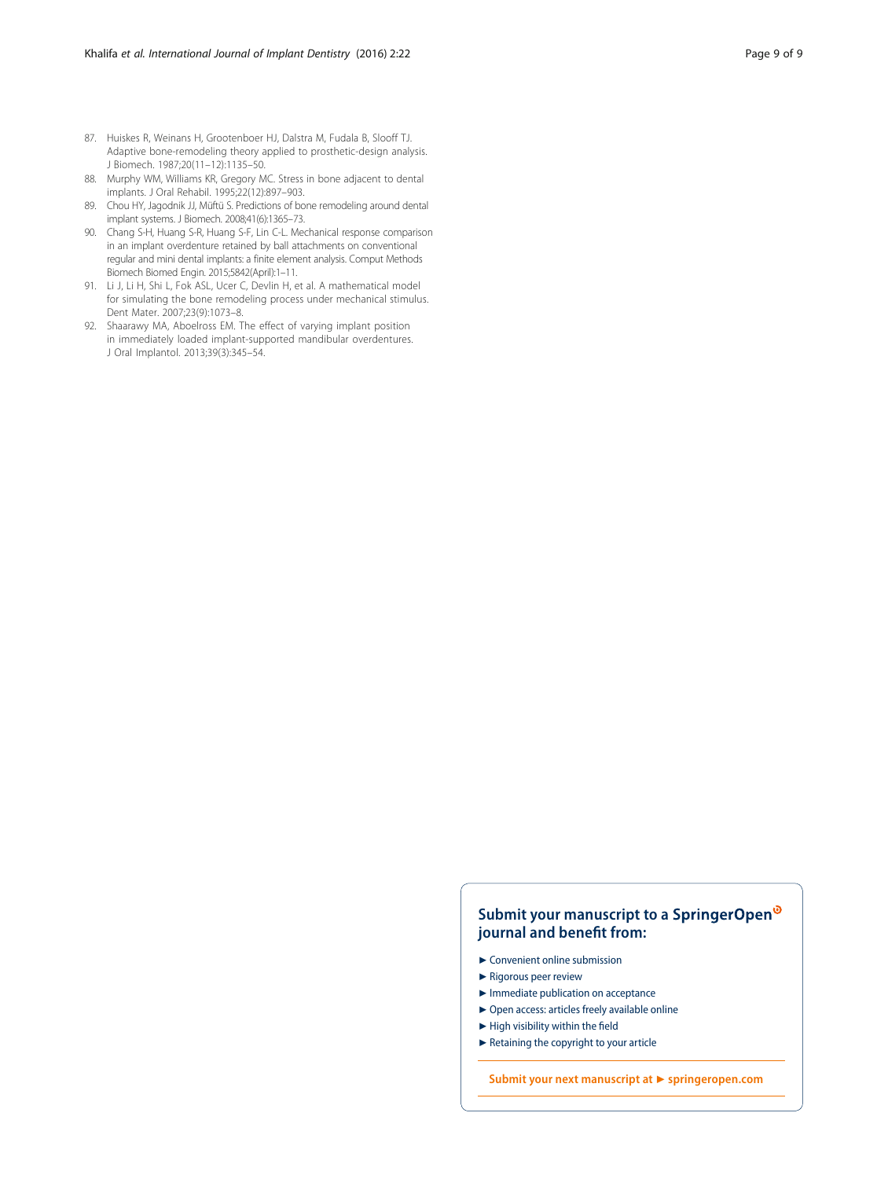87. Huiskes R, Weinans H, Grootenboer HJ, Dalstra M, Fudala B, Slooff TJ. Adaptive bone-remodeling theory applied to prosthetic-design analysis. J Biomech. 1987;20(11–12):1135–50.
88. Murphy WM, Williams KR, Gregory MC. Stress in bone adjacent to dental implants. J Oral Rehabil. 1995;22(12):897–903.
89. Chou HY, Jagodnik JJ, Müftü S. Predictions of bone remodeling around dental implant systems. J Biomech. 2008;41(6):1365–73.
90. Chang S-H, Huang S-R, Huang S-F, Lin C-L. Mechanical response comparison in an implant overdenture retained by ball attachments on conventional regular and mini dental implants: a finite element analysis. Comput Methods Biomech Biomed Engin. 2015;5842(April):1–11.
91. Li J, Li H, Shi L, Fok ASL, Ucer C, Devlin H, et al. A mathematical model for simulating the bone remodeling process under mechanical stimulus. Dent Mater. 2007;23(9):1073–8.
92. Shaarawy MA, Aboelross EM. The effect of varying implant position in immediately loaded implant-supported mandibular overdentures. J Oral Implantol. 2013;39(3):345–54.

**Submit your manuscript to a SpringerOpen journal and benefit from:**

- ► Convenient online submission
- ► Rigorous peer review
- ► Immediate publication on acceptance
- ► Open access: articles freely available online
- ► High visibility within the field
- ► Retaining the copyright to your article

**Submit your next manuscript at ► springeropen.com**